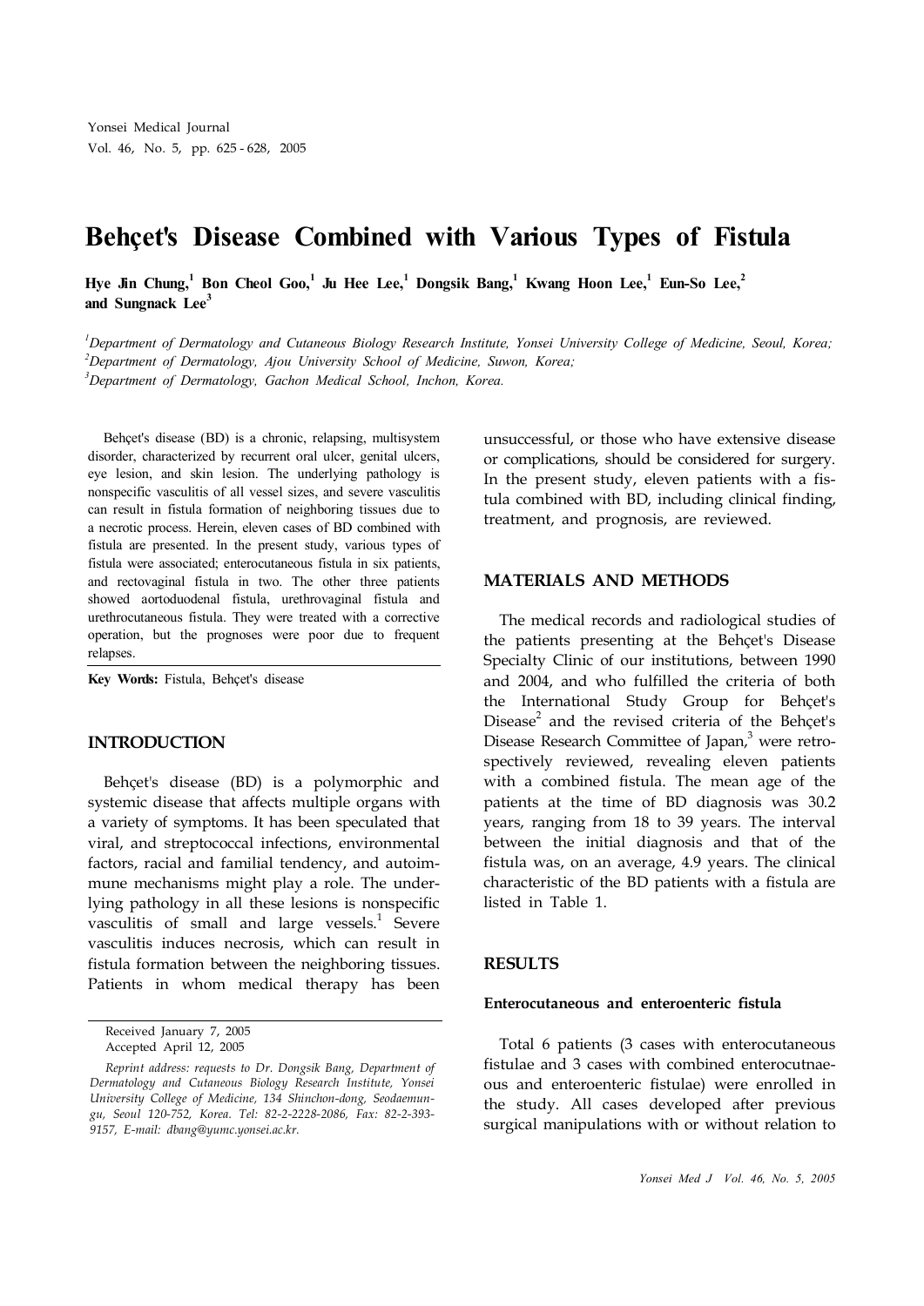# Behçet's Disease Combined with Various Types of Fistula

**Hye Jin Chung,[1] Bon Cheol Goo,[1] Ju Hee Lee,[1] Dongsik Bang,[1] Kwang Hoon Lee,[1] Eun-So Lee,[2] and Sungnack Lee[3]**

*[1]Department of Dermatology and Cutaneous Biology Research Institute, Yonsei University College of Medicine, Seoul, Korea;*
*[2]Department of Dermatology, Ajou University School of Medicine, Suwon, Korea;*
*[3]Department of Dermatology, Gachon Medical School, Inchon, Korea.*

Behçet's disease (BD) is a chronic, relapsing, multisystem disorder, characterized by recurrent oral ulcer, genital ulcers, eye lesion, and skin lesion. The underlying pathology is nonspecific vasculitis of all vessel sizes, and severe vasculitis can result in fistula formation of neighboring tissues due to a necrotic process. Herein, eleven cases of BD combined with fistula are presented. In the present study, various types of fistula were associated; enterocutaneous fistula in six patients, and rectovaginal fistula in two. The other three patients showed aortoduodenal fistula, urethrovaginal fistula and urethrocutaneous fistula. They were treated with a corrective operation, but the prognoses were poor due to frequent relapses.

**Key Words:** Fistula, Behçet's disease

## INTRODUCTION

Behçet's disease (BD) is a polymorphic and systemic disease that affects multiple organs with a variety of symptoms. It has been speculated that viral, and streptococcal infections, environmental factors, racial and familial tendency, and autoimmune mechanisms might play a role. The underlying pathology in all these lesions is nonspecific vasculitis of small and large vessels.[1] Severe vasculitis induces necrosis, which can result in fistula formation between the neighboring tissues. Patients in whom medical therapy has been unsuccessful, or those who have extensive disease or complications, should be considered for surgery. In the present study, eleven patients with a fistula combined with BD, including clinical finding, treatment, and prognosis, are reviewed.

Received January 7, 2005
Accepted April 12, 2005

*Reprint address: requests to Dr. Dongsik Bang, Department of Dermatology and Cutaneous Biology Research Institute, Yonsei University College of Medicine, 134 Shinchon-dong, Seodaemun-gu, Seoul 120-752, Korea. Tel: 82-2-2228-2086, Fax: 82-2-393-9157, E-mail: dbang@yumc.yonsei.ac.kr.*

## MATERIALS AND METHODS

The medical records and radiological studies of the patients presenting at the Behçet's Disease Specialty Clinic of our institutions, between 1990 and 2004, and who fulfilled the criteria of both the International Study Group for Behçet's Disease[2] and the revised criteria of the Behçet's Disease Research Committee of Japan,[3] were retrospectively reviewed, revealing eleven patients with a combined fistula. The mean age of the patients at the time of BD diagnosis was 30.2 years, ranging from 18 to 39 years. The interval between the initial diagnosis and that of the fistula was, on an average, 4.9 years. The clinical characteristic of the BD patients with a fistula are listed in Table 1.

## RESULTS

### Enterocutaneous and enteroenteric fistula

Total 6 patients (3 cases with enterocutaneous fistulae and 3 cases with combined enterocutnaeous and enteroenteric fistulae) were enrolled in the study. All cases developed after previous surgical manipulations with or without relation to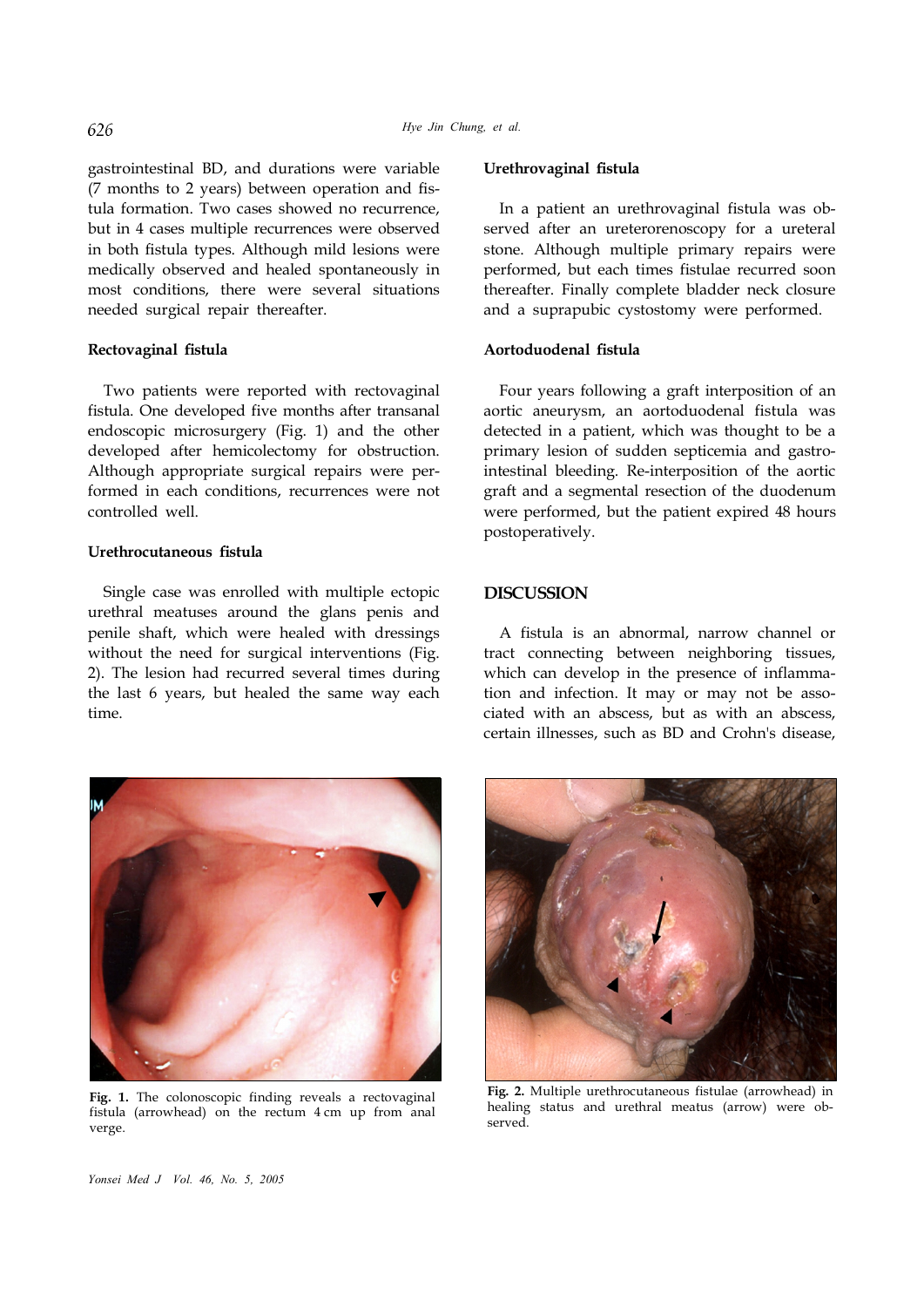gastrointestinal BD, and durations were variable (7 months to 2 years) between operation and fistula formation. Two cases showed no recurrence, but in 4 cases multiple recurrences were observed in both fistula types. Although mild lesions were medically observed and healed spontaneously in most conditions, there were several situations needed surgical repair thereafter.

### Rectovaginal fistula

Two patients were reported with rectovaginal fistula. One developed five months after transanal endoscopic microsurgery (Fig. 1) and the other developed after hemicolectomy for obstruction. Although appropriate surgical repairs were performed in each conditions, recurrences were not controlled well.

### Urethrocutaneous fistula

Single case was enrolled with multiple ectopic urethral meatuses around the glans penis and penile shaft, which were healed with dressings without the need for surgical interventions (Fig. 2). The lesion had recurred several times during the last 6 years, but healed the same way each time.

### Urethrovaginal fistula

In a patient an urethrovaginal fistula was observed after an ureterorenoscopy for a ureteral stone. Although multiple primary repairs were performed, but each times fistulae recurred soon thereafter. Finally complete bladder neck closure and a suprapubic cystostomy were performed.

### Aortoduodenal fistula

Four years following a graft interposition of an aortic aneurysm, an aortoduodenal fistula was detected in a patient, which was thought to be a primary lesion of sudden septicemia and gastrointestinal bleeding. Re-interposition of the aortic graft and a segmental resection of the duodenum were performed, but the patient expired 48 hours postoperatively.

## DISCUSSION

A fistula is an abnormal, narrow channel or tract connecting between neighboring tissues, which can develop in the presence of inflammation and infection. It may or may not be associated with an abscess, but as with an abscess, certain illnesses, such as BD and Crohn's disease,

**Fig. 1.** The colonoscopic finding reveals a rectovaginal fistula (arrowhead) on the rectum 4 cm up from anal verge.

**Fig. 2.** Multiple urethrocutaneous fistulae (arrowhead) in healing status and urethral meatus (arrow) were observed.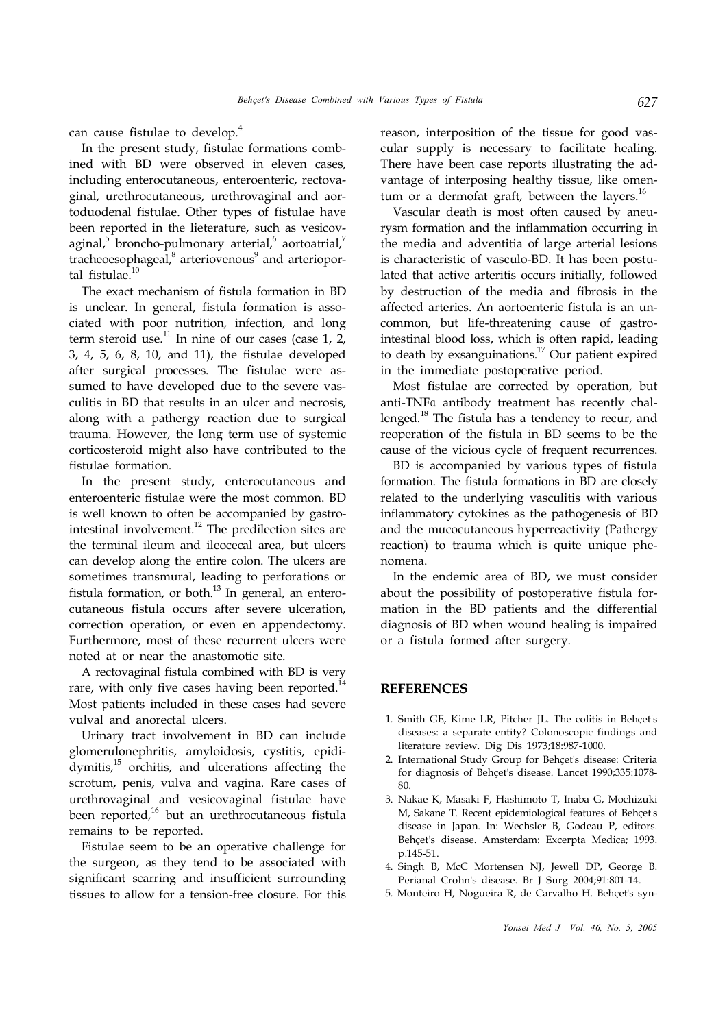can cause fistulae to develop.[4]

In the present study, fistulae formations combined with BD were observed in eleven cases, including enterocutaneous, enteroenteric, rectovaginal, urethrocutaneous, urethrovaginal and aortoduodenal fistulae. Other types of fistulae have been reported in the lieterature, such as vesicovaginal,[5] broncho-pulmonary arterial,[6] aortoatrial,[7] tracheoesophageal,[8] arteriovenous[9] and arterioportal fistulae.[10]

The exact mechanism of fistula formation in BD is unclear. In general, fistula formation is associated with poor nutrition, infection, and long term steroid use.[11] In nine of our cases (case 1, 2, 3, 4, 5, 6, 8, 10, and 11), the fistulae developed after surgical processes. The fistulae were assumed to have developed due to the severe vasculitis in BD that results in an ulcer and necrosis, along with a pathergy reaction due to surgical trauma. However, the long term use of systemic corticosteroid might also have contributed to the fistulae formation.

In the present study, enterocutaneous and enteroenteric fistulae were the most common. BD is well known to often be accompanied by gastrointestinal involvement.[12] The predilection sites are the terminal ileum and ileocecal area, but ulcers can develop along the entire colon. The ulcers are sometimes transmural, leading to perforations or fistula formation, or both.[13] In general, an enterocutaneous fistula occurs after severe ulceration, correction operation, or even en appendectomy. Furthermore, most of these recurrent ulcers were noted at or near the anastomotic site.

A rectovaginal fistula combined with BD is very rare, with only five cases having been reported.[14] Most patients included in these cases had severe vulval and anorectal ulcers.

Urinary tract involvement in BD can include glomerulonephritis, amyloidosis, cystitis, epididymitis,[15] orchitis, and ulcerations affecting the scrotum, penis, vulva and vagina. Rare cases of urethrovaginal and vesicovaginal fistulae have been reported,[16] but an urethrocutaneous fistula remains to be reported.

Fistulae seem to be an operative challenge for the surgeon, as they tend to be associated with significant scarring and insufficient surrounding tissues to allow for a tension-free closure. For this reason, interposition of the tissue for good vascular supply is necessary to facilitate healing. There have been case reports illustrating the advantage of interposing healthy tissue, like omentum or a dermofat graft, between the layers.[16]

Vascular death is most often caused by aneurysm formation and the inflammation occurring in the media and adventitia of large arterial lesions is characteristic of vasculo-BD. It has been postulated that active arteritis occurs initially, followed by destruction of the media and fibrosis in the affected arteries. An aortoenteric fistula is an uncommon, but life-threatening cause of gastrointestinal blood loss, which is often rapid, leading to death by exsanguinations.[17] Our patient expired in the immediate postoperative period.

Most fistulae are corrected by operation, but anti-TNFα antibody treatment has recently challenged.[18] The fistula has a tendency to recur, and reoperation of the fistula in BD seems to be the cause of the vicious cycle of frequent recurrences.

BD is accompanied by various types of fistula formation. The fistula formations in BD are closely related to the underlying vasculitis with various inflammatory cytokines as the pathogenesis of BD and the mucocutaneous hyperreactivity (Pathergy reaction) to trauma which is quite unique phenomena.

In the endemic area of BD, we must consider about the possibility of postoperative fistula formation in the BD patients and the differential diagnosis of BD when wound healing is impaired or a fistula formed after surgery.

## REFERENCES

1. Smith GE, Kime LR, Pitcher JL. The colitis in Behçet's diseases: a separate entity? Colonoscopic findings and literature review. Dig Dis 1973;18:987-1000.
2. International Study Group for Behçet's disease: Criteria for diagnosis of Behçet's disease. Lancet 1990;335:1078-80.
3. Nakae K, Masaki F, Hashimoto T, Inaba G, Mochizuki M, Sakane T. Recent epidemiological features of Behçet's disease in Japan. In: Wechsler B, Godeau P, editors. Behçet's disease. Amsterdam: Excerpta Medica; 1993. p.145-51.
4. Singh B, McC Mortensen NJ, Jewell DP, George B. Perianal Crohn's disease. Br J Surg 2004;91:801-14.
5. Monteiro H, Nogueira R, de Carvalho H. Behçet's syn-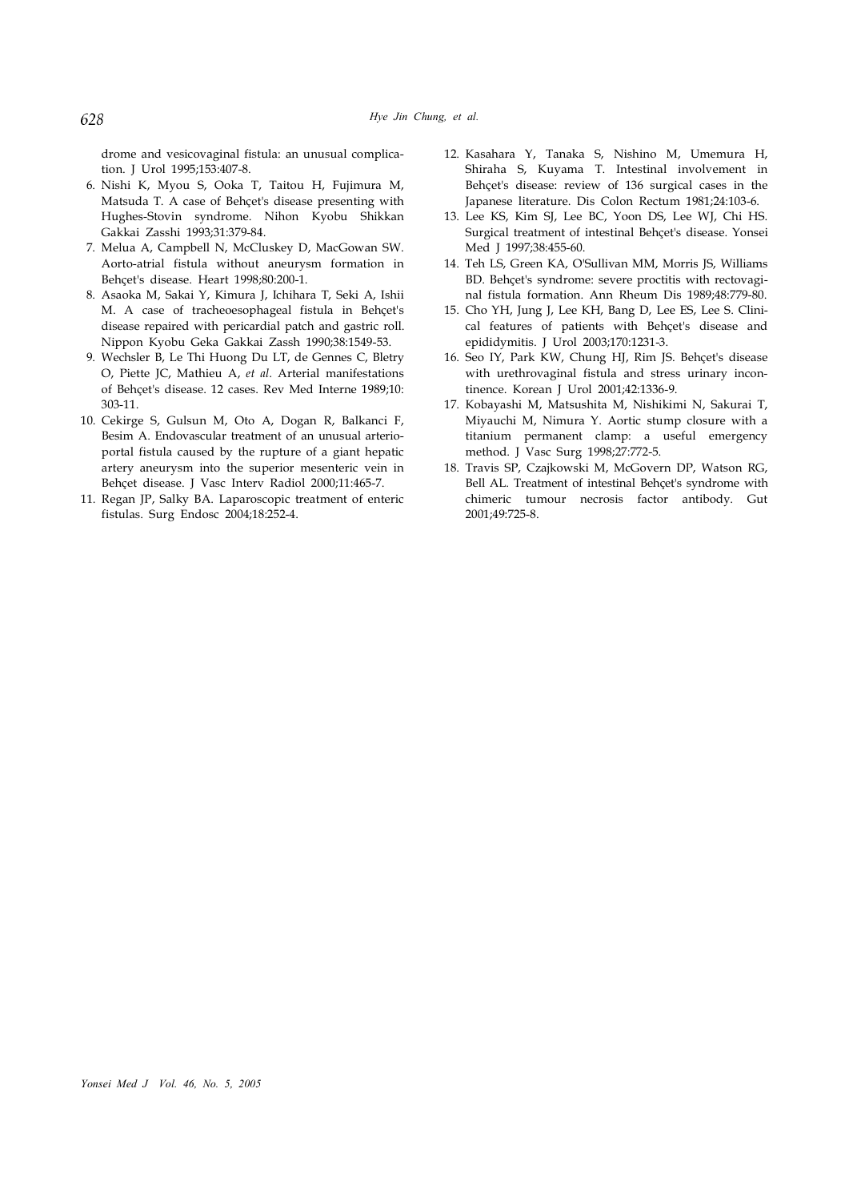drome and vesicovaginal fistula: an unusual complication. J Urol 1995;153:407-8.

6. Nishi K, Myou S, Ooka T, Taitou H, Fujimura M, Matsuda T. A case of Behçet's disease presenting with Hughes-Stovin syndrome. Nihon Kyobu Shikkan Gakkai Zasshi 1993;31:379-84.
7. Melua A, Campbell N, McCluskey D, MacGowan SW. Aorto-atrial fistula without aneurysm formation in Behçet's disease. Heart 1998;80:200-1.
8. Asaoka M, Sakai Y, Kimura J, Ichihara T, Seki A, Ishii M. A case of tracheoesophageal fistula in Behçet's disease repaired with pericardial patch and gastric roll. Nippon Kyobu Geka Gakkai Zassh 1990;38:1549-53.
9. Wechsler B, Le Thi Huong Du LT, de Gennes C, Bletry O, Piette JC, Mathieu A, *et al*. Arterial manifestations of Behçet's disease. 12 cases. Rev Med Interne 1989;10: 303-11.
10. Cekirge S, Gulsun M, Oto A, Dogan R, Balkanci F, Besim A. Endovascular treatment of an unusual arterioportal fistula caused by the rupture of a giant hepatic artery aneurysm into the superior mesenteric vein in Behçet disease. J Vasc Interv Radiol 2000;11:465-7.
11. Regan JP, Salky BA. Laparoscopic treatment of enteric fistulas. Surg Endosc 2004;18:252-4.
12. Kasahara Y, Tanaka S, Nishino M, Umemura H, Shiraha S, Kuyama T. Intestinal involvement in Behçet's disease: review of 136 surgical cases in the Japanese literature. Dis Colon Rectum 1981;24:103-6.
13. Lee KS, Kim SJ, Lee BC, Yoon DS, Lee WJ, Chi HS. Surgical treatment of intestinal Behçet's disease. Yonsei Med J 1997;38:455-60.
14. Teh LS, Green KA, O'Sullivan MM, Morris JS, Williams BD. Behçet's syndrome: severe proctitis with rectovaginal fistula formation. Ann Rheum Dis 1989;48:779-80.
15. Cho YH, Jung J, Lee KH, Bang D, Lee ES, Lee S. Clinical features of patients with Behçet's disease and epididymitis. J Urol 2003;170:1231-3.
16. Seo IY, Park KW, Chung HJ, Rim JS. Behçet's disease with urethrovaginal fistula and stress urinary incontinence. Korean J Urol 2001;42:1336-9.
17. Kobayashi M, Matsushita M, Nishikimi N, Sakurai T, Miyauchi M, Nimura Y. Aortic stump closure with a titanium permanent clamp: a useful emergency method. J Vasc Surg 1998;27:772-5.
18. Travis SP, Czajkowski M, McGovern DP, Watson RG, Bell AL. Treatment of intestinal Behçet's syndrome with chimeric tumour necrosis factor antibody. Gut 2001;49:725-8.